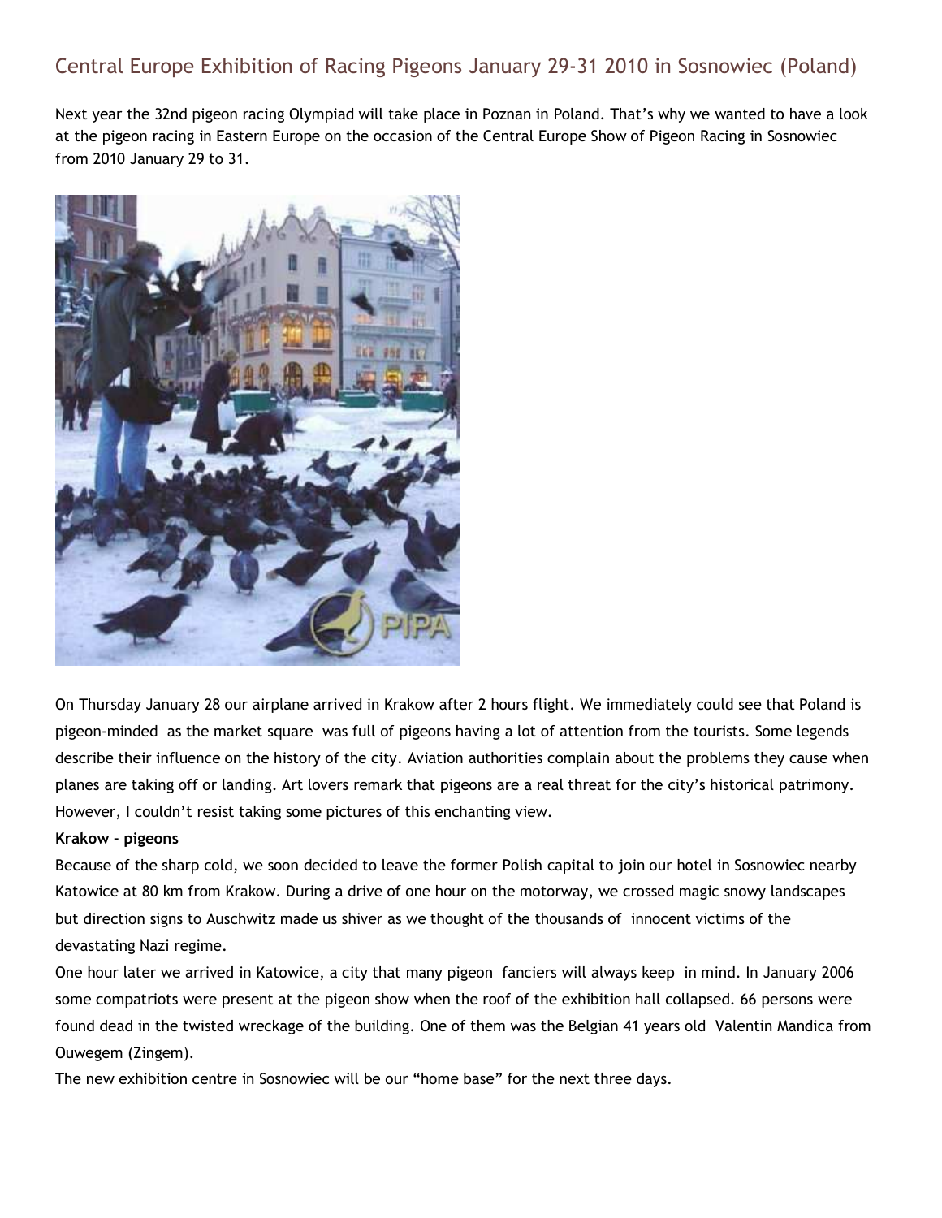# Central Europe Exhibition of Racing Pigeons January 29-31 2010 in Sosnowiec (Poland)

Next year the 32nd pigeon racing Olympiad will take place in Poznan in Poland. That's why we wanted to have a look at the pigeon racing in Eastern Europe on the occasion of the Central Europe Show of Pigeon Racing in Sosnowiec from 2010 January 29 to 31.

On Thursday January 28 our airplane arrived in Krakow after 2 hours flight. We immediately could see that Poland is pigeon-minded as the market square was full of pigeons having a lot of attention from the tourists. Some legends describe their influence on the history of the city. Aviation authorities complain about the problems they cause when planes are taking off or landing. Art lovers remark that pigeons are a real threat for the city's historical patrimony. However, I couldn't resist taking some pictures of this enchanting view.

**Krakow - pigeons**

Because of the sharp cold, we soon decided to leave the former Polish capital to join our hotel in Sosnowiec nearby Katowice at 80 km from Krakow. During a drive of one hour on the motorway, we crossed magic snowy landscapes but direction signs to Auschwitz made us shiver as we thought of the thousands of innocent victims of the devastating Nazi regime.

One hour later we arrived in Katowice, a city that many pigeon fanciers will always keep in mind. In January 2006 some compatriots were present at the pigeon show when the roof of the exhibition hall collapsed. 66 persons were found dead in the twisted wreckage of the building. One of them was the Belgian 41 years old Valentin Mandica from Ouwegem (Zingem).

The new exhibition centre in Sosnowiec will be our "home base" for the next three days.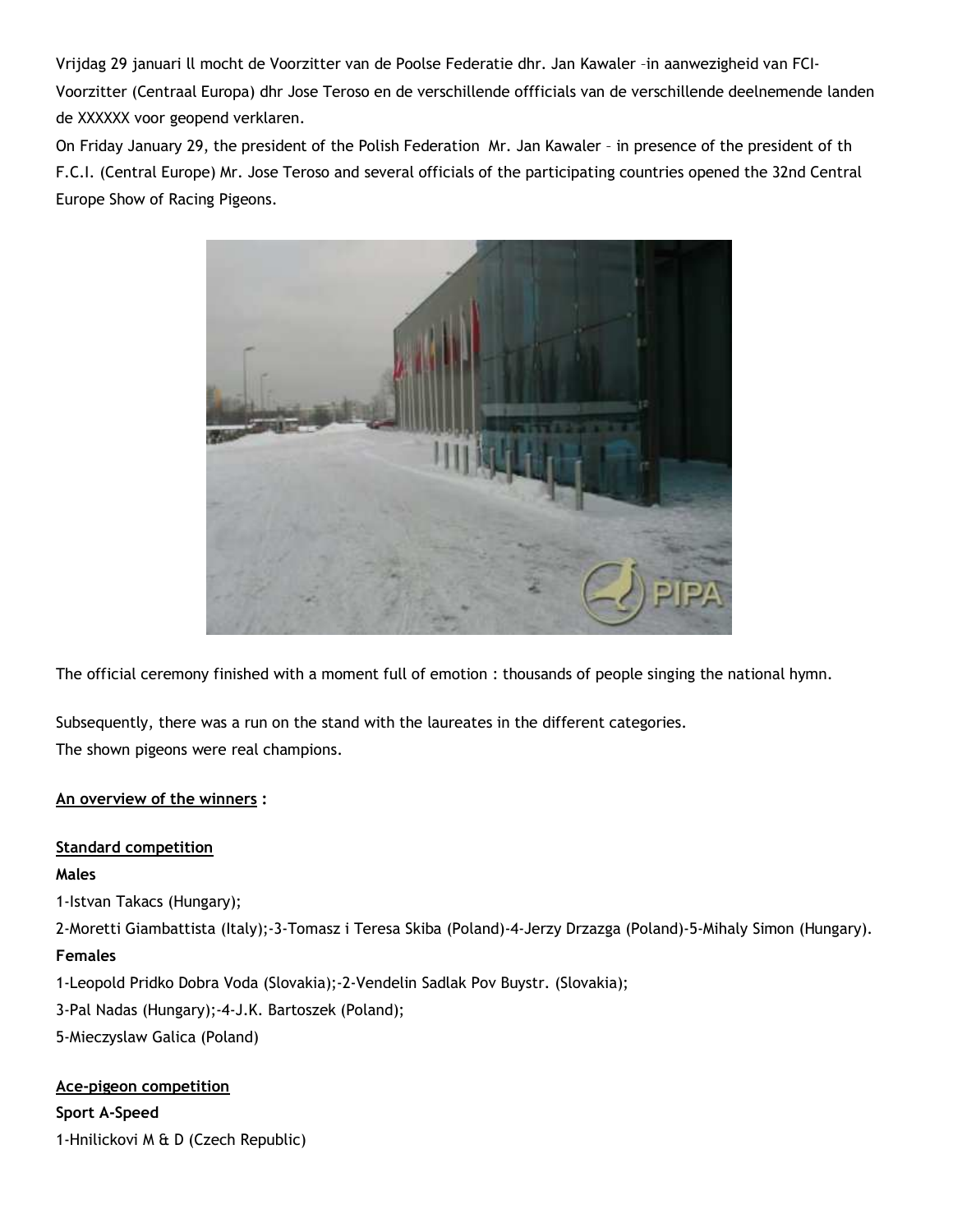Vrijdag 29 januari ll mocht de Voorzitter van de Poolse Federatie dhr. Jan Kawaler –in aanwezigheid van FCI-Voorzitter (Centraal Europa) dhr Jose Teroso en de verschillende offficials van de verschillende deelnemende landen de XXXXXX voor geopend verklaren.

On Friday January 29, the president of the Polish Federation Mr. Jan Kawaler – in presence of the president of th F.C.I. (Central Europe) Mr. Jose Teroso and several officials of the participating countries opened the 32nd Central Europe Show of Racing Pigeons.

The official ceremony finished with a moment full of emotion : thousands of people singing the national hymn.

Subsequently, there was a run on the stand with the laureates in the different categories.
The shown pigeons were real champions.

**An overview of the winners :**

**Standard competition**

**Males**

1-Istvan Takacs (Hungary);

2-Moretti Giambattista (Italy);-3-Tomasz i Teresa Skiba (Poland)-4-Jerzy Drzazga (Poland)-5-Mihaly Simon (Hungary).

**Females**

1-Leopold Pridko Dobra Voda (Slovakia);-2-Vendelin Sadlak Pov Buystr. (Slovakia);

3-Pal Nadas (Hungary);-4-J.K. Bartoszek (Poland);

5-Mieczyslaw Galica (Poland)

**Ace-pigeon competition**

**Sport A-Speed**

1-Hnilickovi M & D (Czech Republic)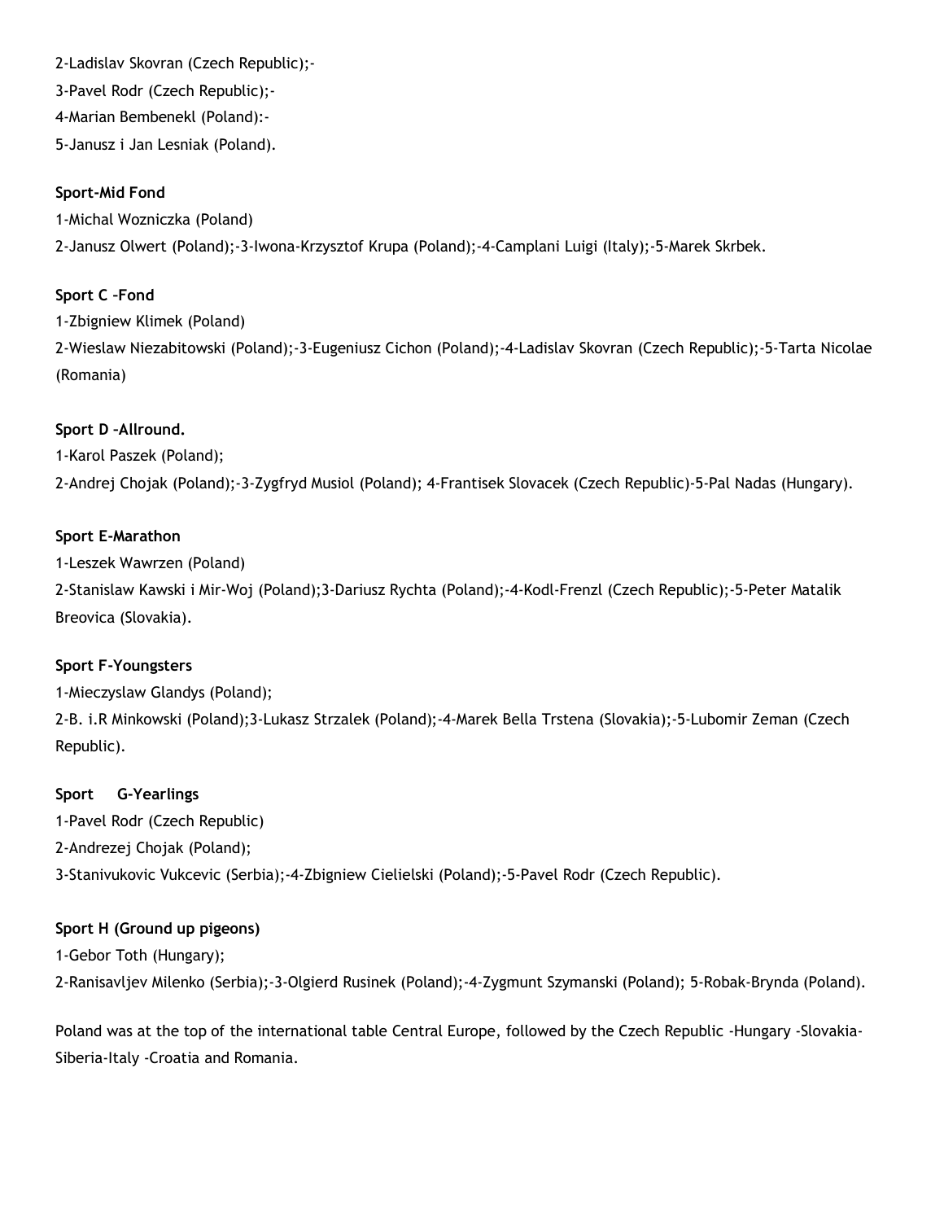2-Ladislav Skovran (Czech Republic);-

3-Pavel Rodr (Czech Republic);-

4-Marian Bembenekl (Poland):-

5-Janusz i Jan Lesniak (Poland).

**Sport-Mid Fond**

1-Michal Wozniczka (Poland)

2-Janusz Olwert (Poland);-3-Iwona-Krzysztof Krupa (Poland);-4-Camplani Luigi (Italy);-5-Marek Skrbek.

**Sport C –Fond**

1-Zbigniew Klimek (Poland)

2-Wieslaw Niezabitowski (Poland);-3-Eugeniusz Cichon (Poland);-4-Ladislav Skovran (Czech Republic);-5-Tarta Nicolae (Romania)

**Sport D –Allround.**

1-Karol Paszek (Poland);

2-Andrej Chojak (Poland);-3-Zygfryd Musiol (Poland); 4-Frantisek Slovacek (Czech Republic)-5-Pal Nadas (Hungary).

**Sport E-Marathon**

1-Leszek Wawrzen (Poland)

2-Stanislaw Kawski i Mir-Woj (Poland);3-Dariusz Rychta (Poland);-4-Kodl-Frenzl (Czech Republic);-5-Peter Matalik Breovica (Slovakia).

**Sport F-Youngsters**

1-Mieczyslaw Glandys (Poland);

2-B. i.R Minkowski (Poland);3-Lukasz Strzalek (Poland);-4-Marek Bella Trstena (Slovakia);-5-Lubomir Zeman (Czech Republic).

**Sport G-Yearlings**

1-Pavel Rodr (Czech Republic)

2-Andrezej Chojak (Poland);

3-Stanivukovic Vukcevic (Serbia);-4-Zbigniew Cielielski (Poland);-5-Pavel Rodr (Czech Republic).

**Sport H (Ground up pigeons)**

1-Gebor Toth (Hungary);

2-Ranisavljev Milenko (Serbia);-3-Olgierd Rusinek (Poland);-4-Zygmunt Szymanski (Poland); 5-Robak-Brynda (Poland).

Poland was at the top of the international table Central Europe, followed by the Czech Republic -Hungary -Slovakia-Siberia-Italy -Croatia and Romania.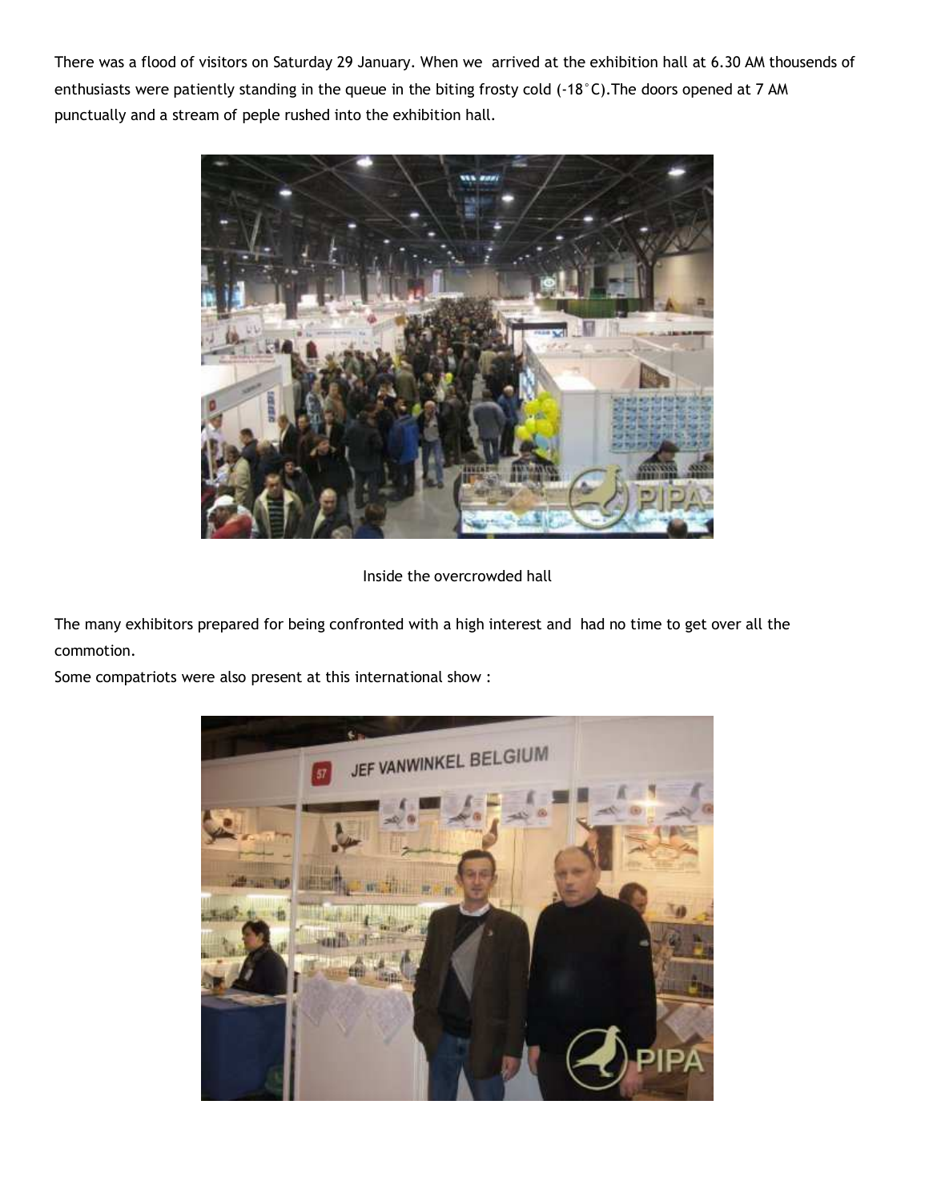There was a flood of visitors on Saturday 29 January. When we arrived at the exhibition hall at 6.30 AM thousends of enthusiasts were patiently standing in the queue in the biting frosty cold (-18°C).The doors opened at 7 AM punctually and a stream of peple rushed into the exhibition hall.

Inside the overcrowded hall

The many exhibitors prepared for being confronted with a high interest and had no time to get over all the commotion.

Some compatriots were also present at this international show :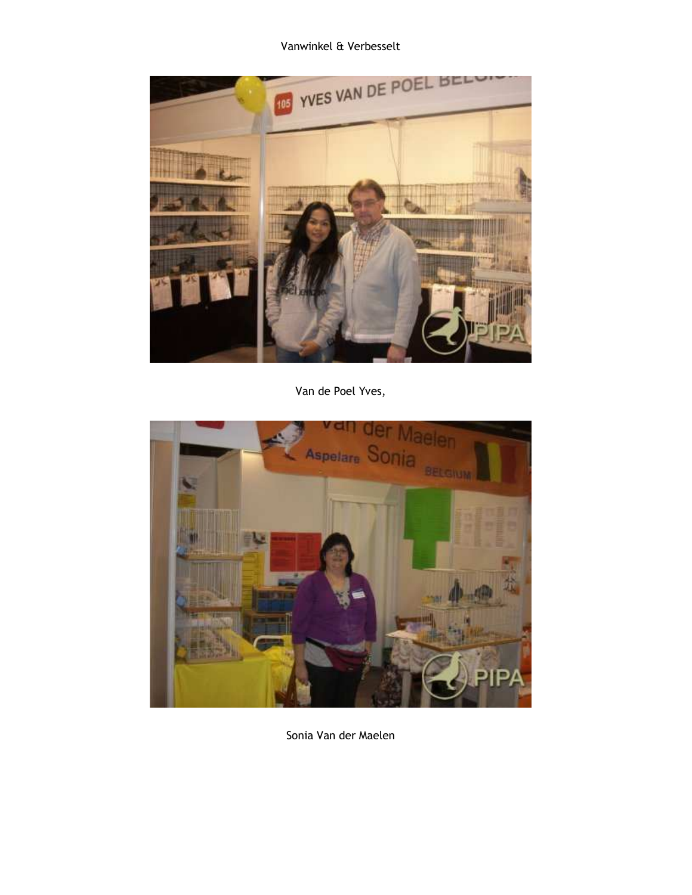Vanwinkel & Verbesselt

Van de Poel Yves,

Sonia Van der Maelen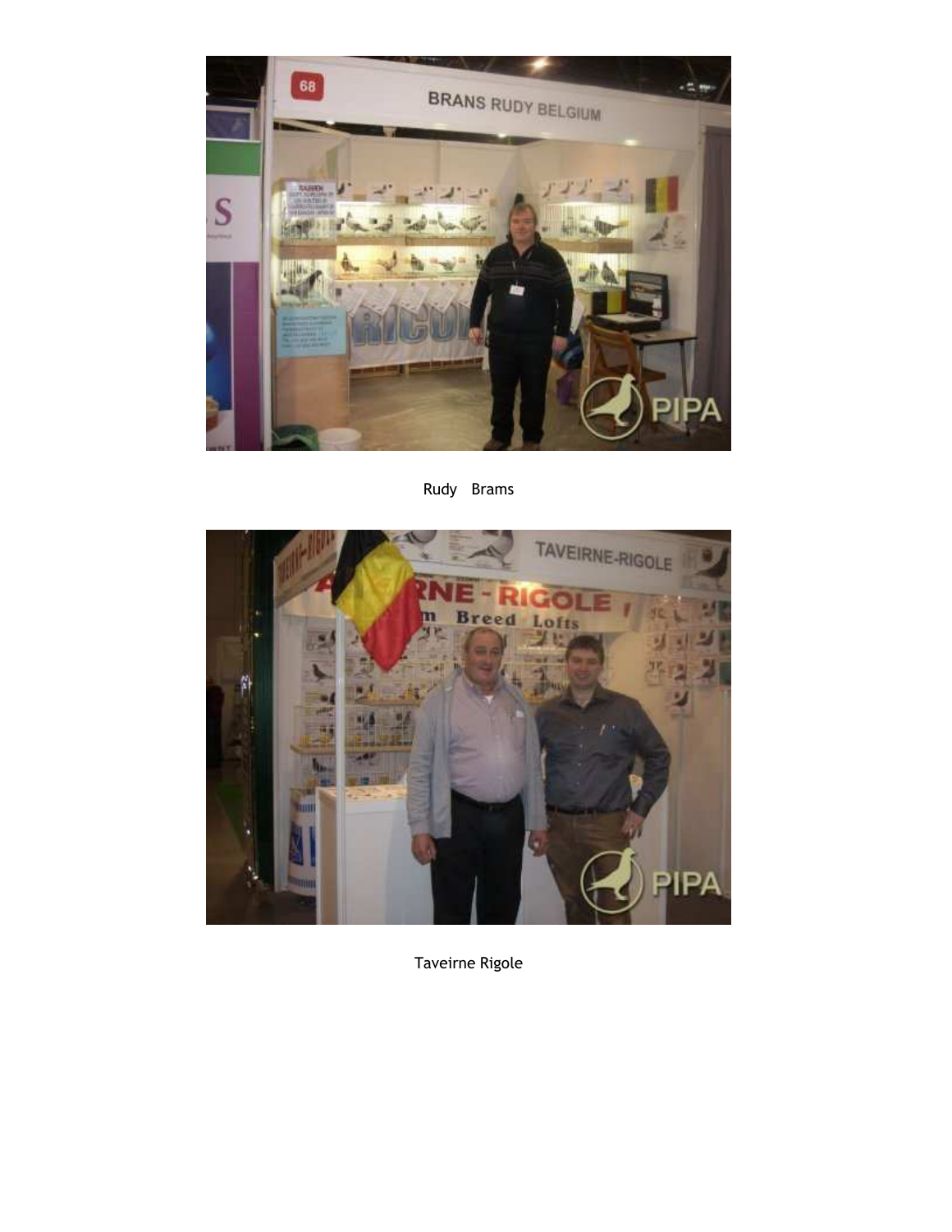Rudy Brams

Taveirne Rigole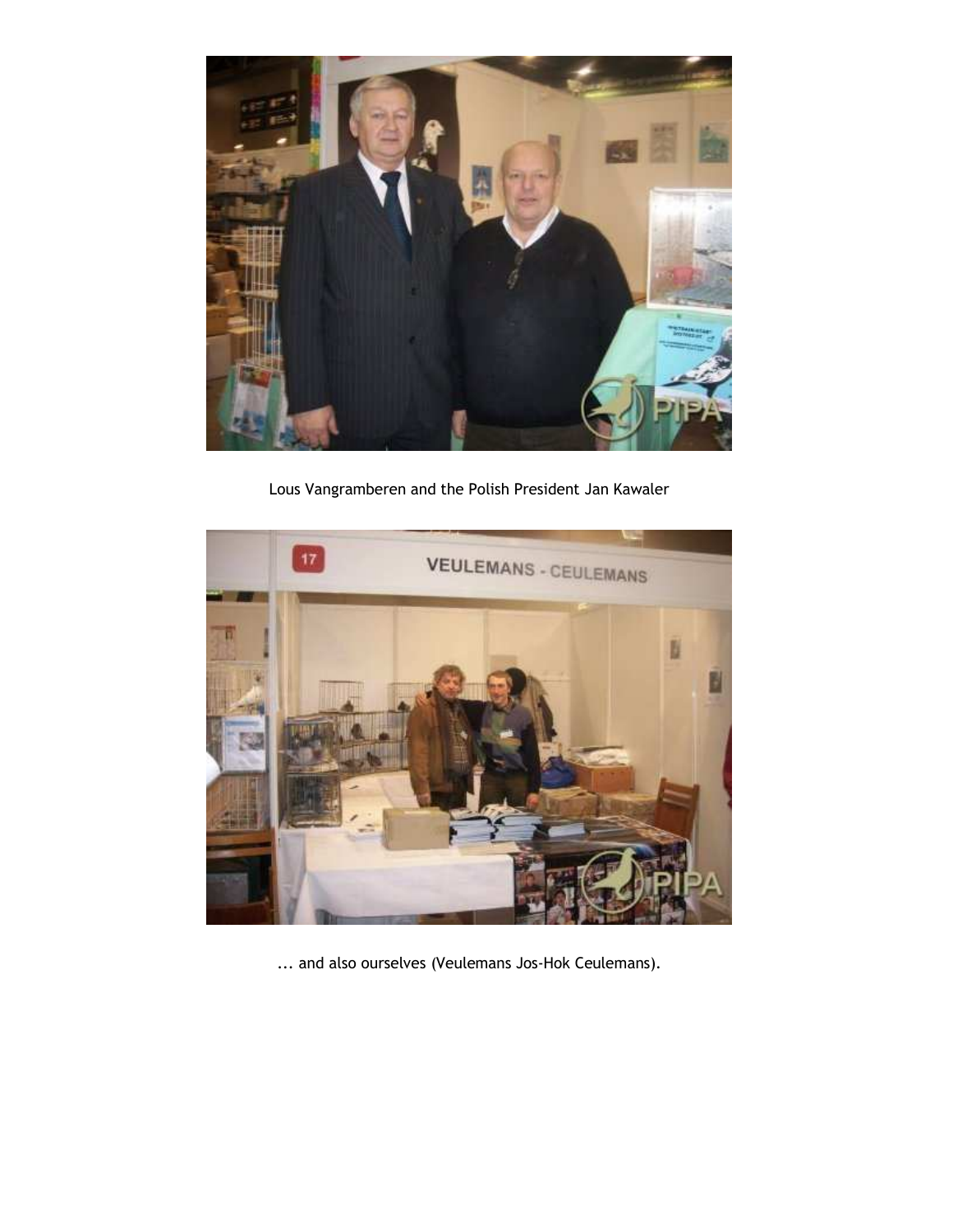Lous Vangramberen and the Polish President Jan Kawaler

... and also ourselves (Veulemans Jos-Hok Ceulemans).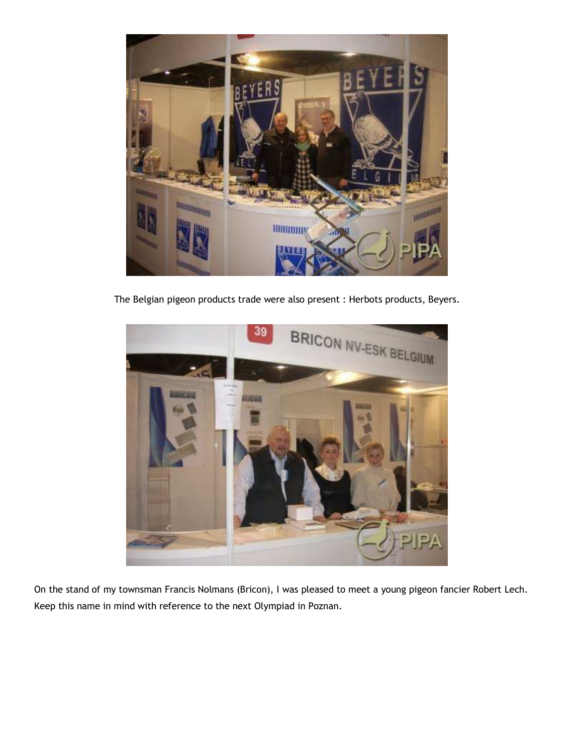The Belgian pigeon products trade were also present : Herbots products, Beyers.

On the stand of my townsman Francis Nolmans (Bricon), I was pleased to meet a young pigeon fancier Robert Lech. Keep this name in mind with reference to the next Olympiad in Poznan.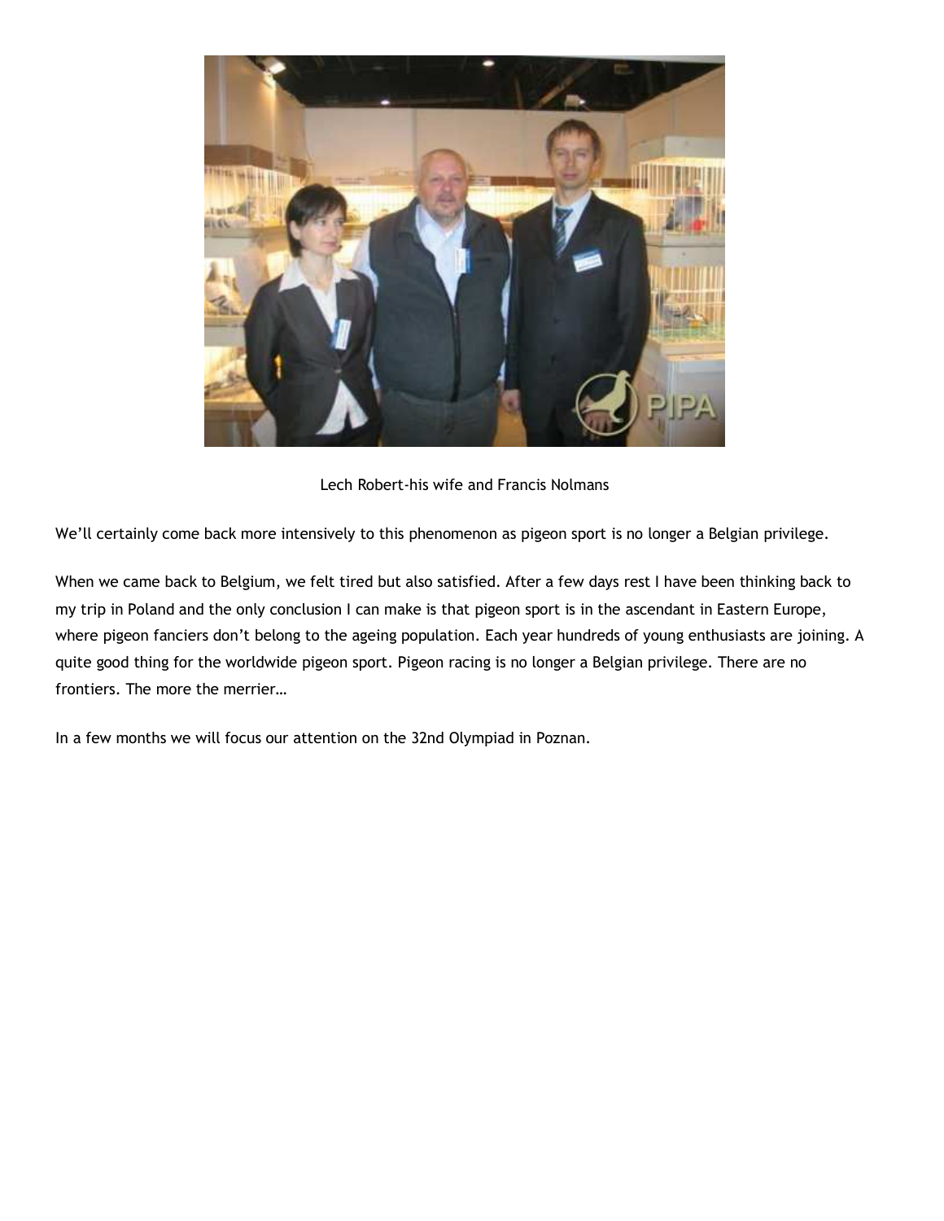Lech Robert-his wife and Francis Nolmans

We’ll certainly come back more intensively to this phenomenon as pigeon sport is no longer a Belgian privilege.

When we came back to Belgium, we felt tired but also satisfied. After a few days rest I have been thinking back to my trip in Poland and the only conclusion I can make is that pigeon sport is in the ascendant in Eastern Europe, where pigeon fanciers don’t belong to the ageing population. Each year hundreds of young enthusiasts are joining. A quite good thing for the worldwide pigeon sport. Pigeon racing is no longer a Belgian privilege. There are no frontiers. The more the merrier…

In a few months we will focus our attention on the 32nd Olympiad in Poznan.